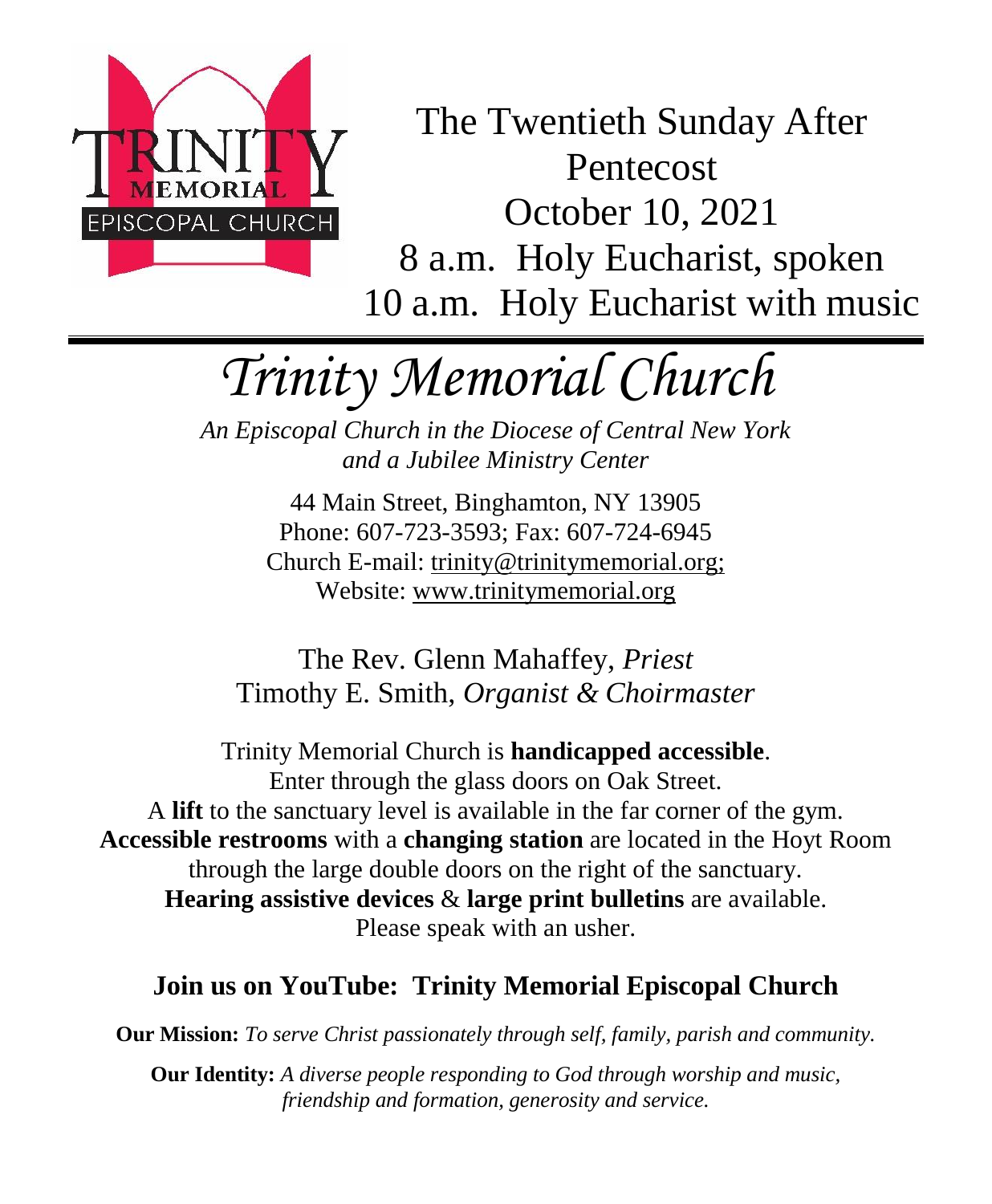The Twentieth Sunday After Pentecost
October 10, 2021
8 a.m. Holy Eucharist, spoken
10 a.m. Holy Eucharist with music

---

# *Trinity Memorial Church*

*An Episcopal Church in the Diocese of Central New York and a Jubilee Ministry Center*

44 Main Street, Binghamton, NY 13905
Phone: 607-723-3593; Fax: 607-724-6945
Church E-mail: trinity@trinitymemorial.org;
Website: www.trinitymemorial.org

The Rev. Glenn Mahaffey, *Priest*
Timothy E. Smith, *Organist & Choirmaster*

Trinity Memorial Church is **handicapped accessible**.
Enter through the glass doors on Oak Street.
A **lift** to the sanctuary level is available in the far corner of the gym.
**Accessible restrooms** with a **changing station** are located in the Hoyt Room through the large double doors on the right of the sanctuary.
**Hearing assistive devices** & **large print bulletins** are available.
Please speak with an usher.

## Join us on YouTube: Trinity Memorial Episcopal Church

**Our Mission:** *To serve Christ passionately through self, family, parish and community.*

**Our Identity:** *A diverse people responding to God through worship and music, friendship and formation, generosity and service.*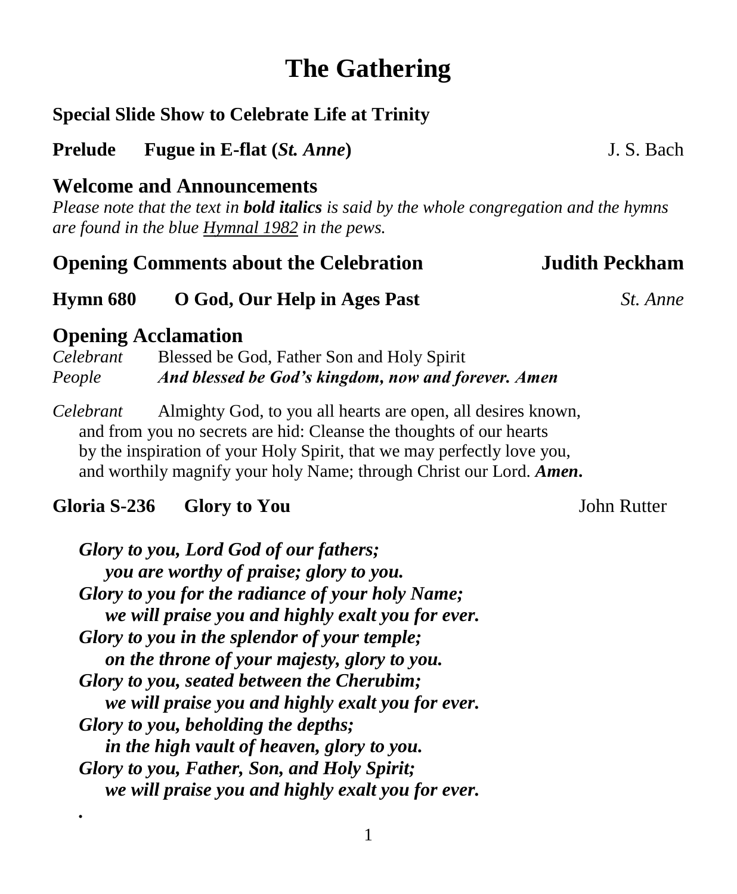# The Gathering

**Special Slide Show to Celebrate Life at Trinity**

**Prelude Fugue in E-flat (*St. Anne*)** J. S. Bach

## Welcome and Announcements

*Please note that the text in **bold italics** is said by the whole congregation and the hymns are found in the blue Hymnal 1982 in the pews.*

## Opening Comments about the Celebration Judith Peckham

**Hymn 680 O God, Our Help in Ages Past** *St. Anne*

## Opening Acclamation

*Celebrant* Blessed be God, Father Son and Holy Spirit
*People* ***And blessed be God's kingdom, now and forever. Amen***

*Celebrant* Almighty God, to you all hearts are open, all desires known, and from you no secrets are hid: Cleanse the thoughts of our hearts by the inspiration of your Holy Spirit, that we may perfectly love you, and worthily magnify your holy Name; through Christ our Lord. ***Amen.***

**Gloria S-236 Glory to You** John Rutter

***Glory to you, Lord God of our fathers;***
***you are worthy of praise; glory to you.***
***Glory to you for the radiance of your holy Name;***
***we will praise you and highly exalt you for ever.***
***Glory to you in the splendor of your temple;***
***on the throne of your majesty, glory to you.***
***Glory to you, seated between the Cherubim;***
***we will praise you and highly exalt you for ever.***
***Glory to you, beholding the depths;***
***in the high vault of heaven, glory to you.***
***Glory to you, Father, Son, and Holy Spirit;***
***we will praise you and highly exalt you for ever.***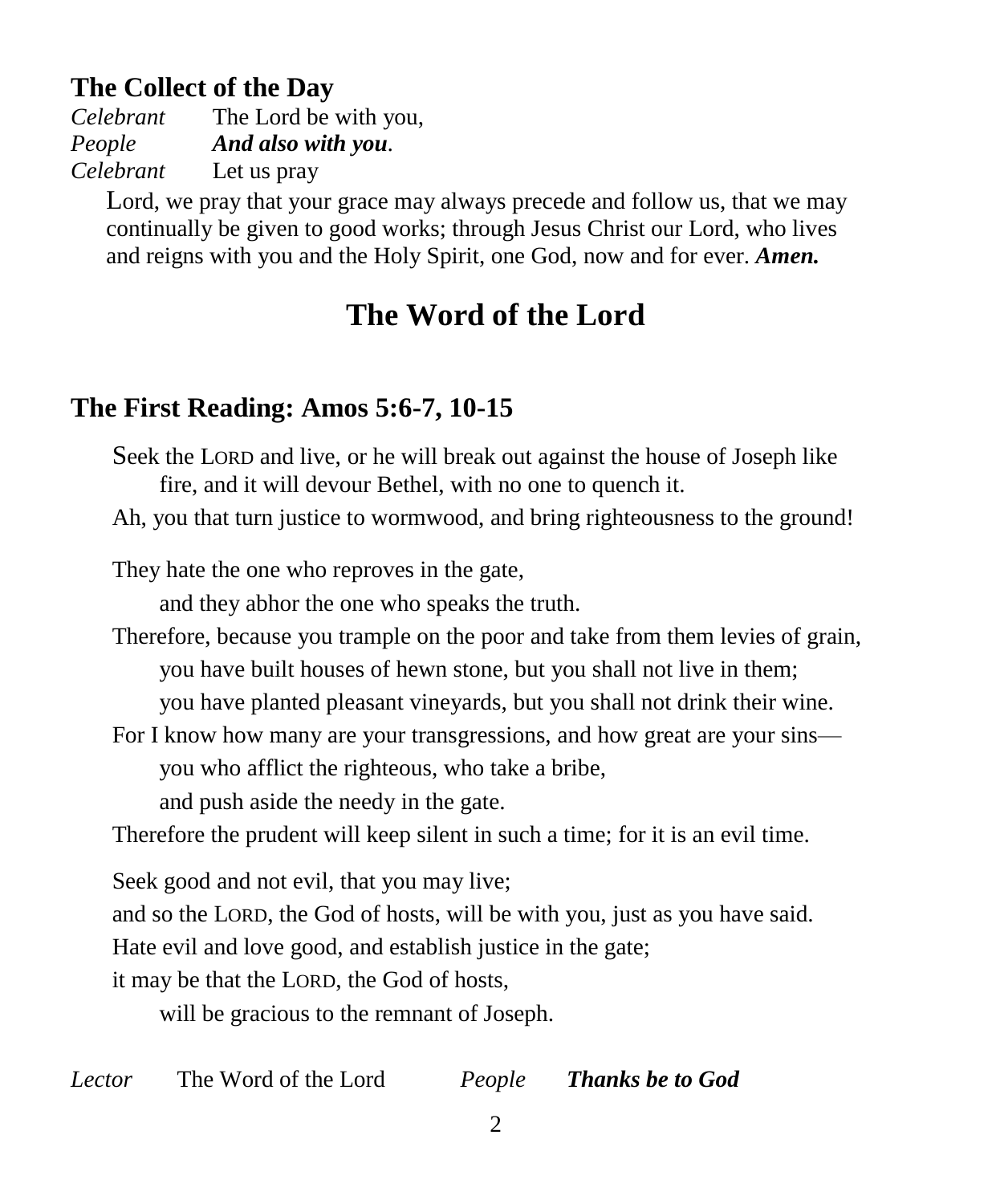## The Collect of the Day

*Celebrant* The Lord be with you,
*People* ***And also with you*.**
*Celebrant* Let us pray

Lord, we pray that your grace may always precede and follow us, that we may continually be given to good works; through Jesus Christ our Lord, who lives and reigns with you and the Holy Spirit, one God, now and for ever. ***Amen.***

# The Word of the Lord

## The First Reading: Amos 5:6-7, 10-15

Seek the LORD and live, or he will break out against the house of Joseph like
fire, and it will devour Bethel, with no one to quench it.
Ah, you that turn justice to wormwood, and bring righteousness to the ground!

They hate the one who reproves in the gate,
and they abhor the one who speaks the truth.
Therefore, because you trample on the poor and take from them levies of grain,
you have built houses of hewn stone, but you shall not live in them;
you have planted pleasant vineyards, but you shall not drink their wine.
For I know how many are your transgressions, and how great are your sins—
you who afflict the righteous, who take a bribe,
and push aside the needy in the gate.
Therefore the prudent will keep silent in such a time; for it is an evil time.

Seek good and not evil, that you may live;
and so the LORD, the God of hosts, will be with you, just as you have said.
Hate evil and love good, and establish justice in the gate;
it may be that the LORD, the God of hosts,
will be gracious to the remnant of Joseph.

*Lector* The Word of the Lord *People* ***Thanks be to God***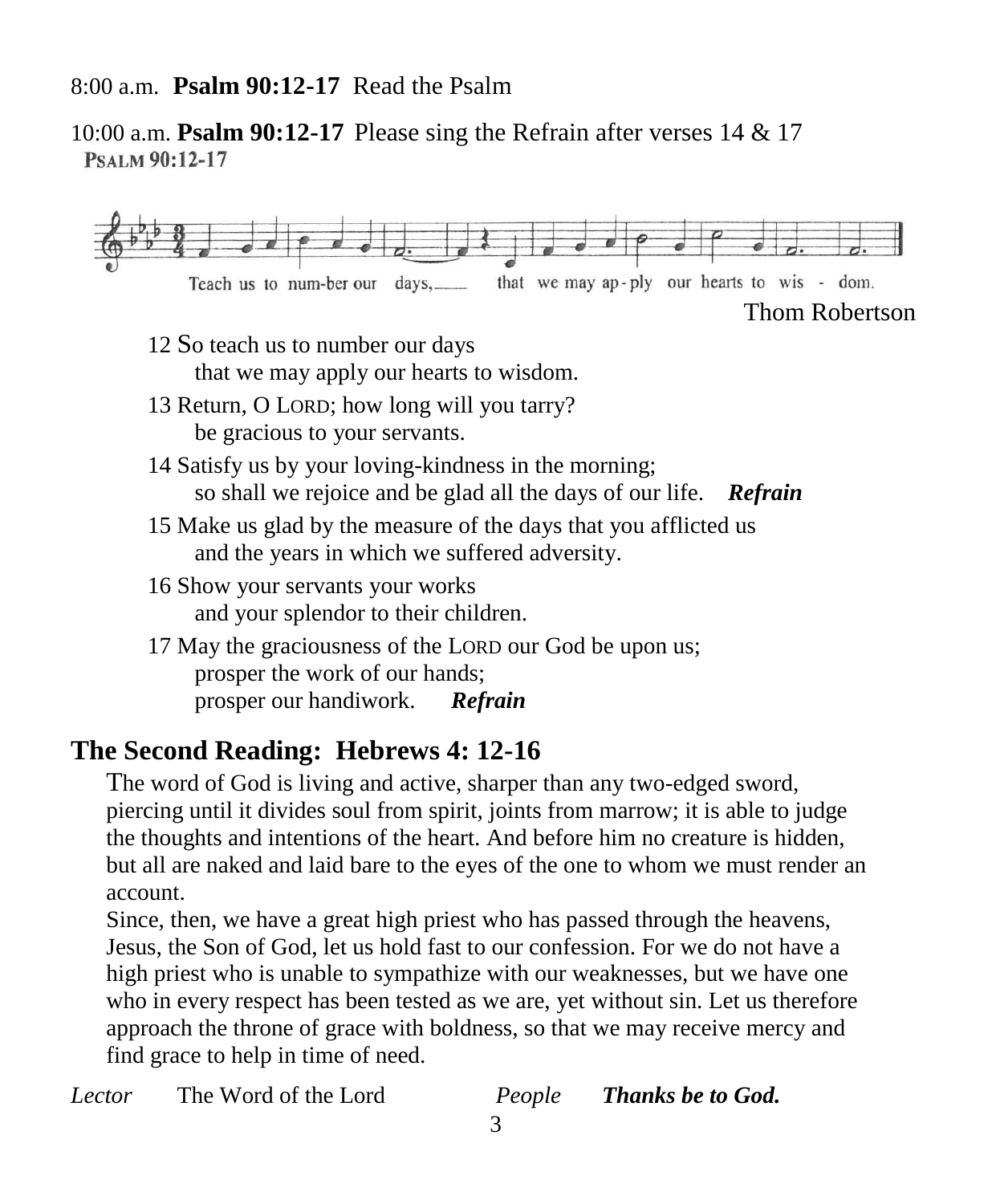8:00 a.m. **Psalm 90:12-17** Read the Psalm

10:00 a.m. **Psalm 90:12-17** Please sing the Refrain after verses 14 & 17

**PSALM 90:12-17**

Teach us to num-ber our days, that we may ap-ply our hearts to wis - dom.

Thom Robertson

12 So teach us to number our days
  that we may apply our hearts to wisdom.

13 Return, O LORD; how long will you tarry?
  be gracious to your servants.

14 Satisfy us by your loving-kindness in the morning;
  so shall we rejoice and be glad all the days of our life. ***Refrain***

15 Make us glad by the measure of the days that you afflicted us
  and the years in which we suffered adversity.

16 Show your servants your works
  and your splendor to their children.

17 May the graciousness of the LORD our God be upon us;
  prosper the work of our hands;
  prosper our handiwork. ***Refrain***

## The Second Reading: Hebrews 4: 12-16

The word of God is living and active, sharper than any two-edged sword, piercing until it divides soul from spirit, joints from marrow; it is able to judge the thoughts and intentions of the heart. And before him no creature is hidden, but all are naked and laid bare to the eyes of the one to whom we must render an account.

Since, then, we have a great high priest who has passed through the heavens, Jesus, the Son of God, let us hold fast to our confession. For we do not have a high priest who is unable to sympathize with our weaknesses, but we have one who in every respect has been tested as we are, yet without sin. Let us therefore approach the throne of grace with boldness, so that we may receive mercy and find grace to help in time of need.

*Lector* The Word of the Lord *People* ***Thanks be to God.***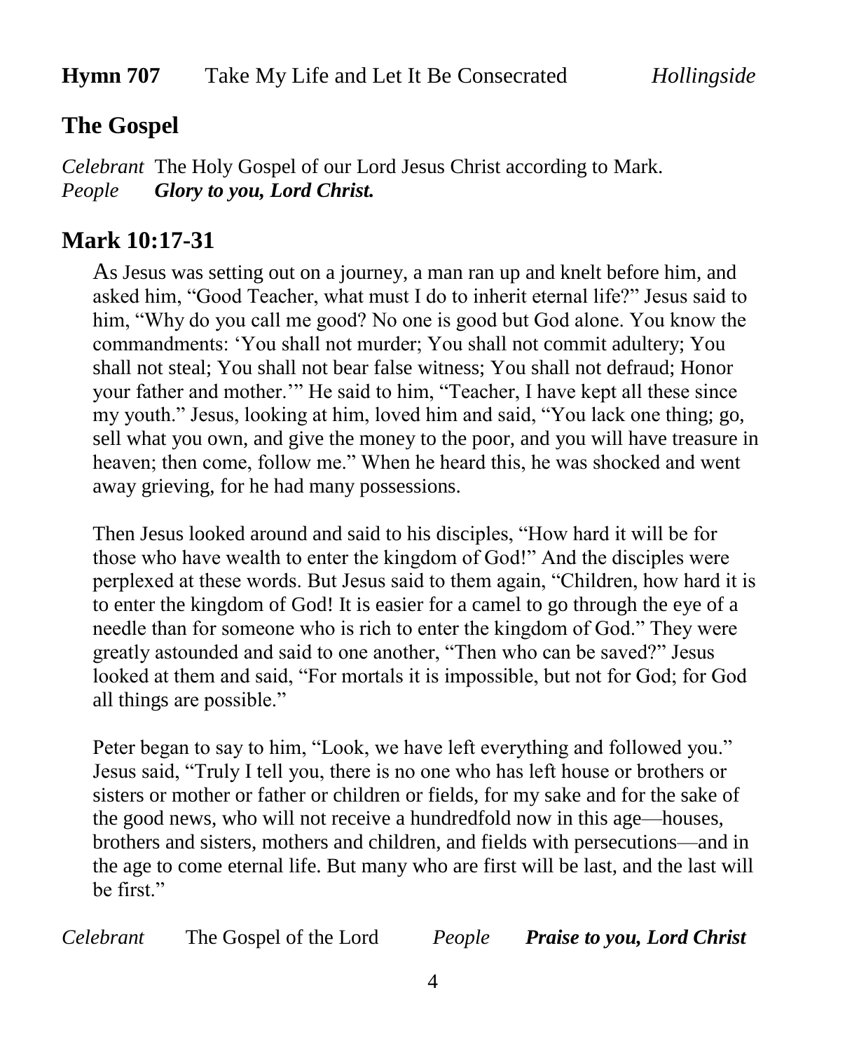**Hymn 707** Take My Life and Let It Be Consecrated *Hollingside*

## The Gospel

*Celebrant* The Holy Gospel of our Lord Jesus Christ according to Mark.
*People* ***Glory to you, Lord Christ.***

## Mark 10:17-31

As Jesus was setting out on a journey, a man ran up and knelt before him, and asked him, "Good Teacher, what must I do to inherit eternal life?" Jesus said to him, "Why do you call me good? No one is good but God alone. You know the commandments: 'You shall not murder; You shall not commit adultery; You shall not steal; You shall not bear false witness; You shall not defraud; Honor your father and mother.'" He said to him, "Teacher, I have kept all these since my youth." Jesus, looking at him, loved him and said, "You lack one thing; go, sell what you own, and give the money to the poor, and you will have treasure in heaven; then come, follow me." When he heard this, he was shocked and went away grieving, for he had many possessions.

Then Jesus looked around and said to his disciples, "How hard it will be for those who have wealth to enter the kingdom of God!" And the disciples were perplexed at these words. But Jesus said to them again, "Children, how hard it is to enter the kingdom of God! It is easier for a camel to go through the eye of a needle than for someone who is rich to enter the kingdom of God." They were greatly astounded and said to one another, "Then who can be saved?" Jesus looked at them and said, "For mortals it is impossible, but not for God; for God all things are possible."

Peter began to say to him, "Look, we have left everything and followed you." Jesus said, "Truly I tell you, there is no one who has left house or brothers or sisters or mother or father or children or fields, for my sake and for the sake of the good news, who will not receive a hundredfold now in this age—houses, brothers and sisters, mothers and children, and fields with persecutions—and in the age to come eternal life. But many who are first will be last, and the last will be first."

*Celebrant* The Gospel of the Lord *People* ***Praise to you, Lord Christ***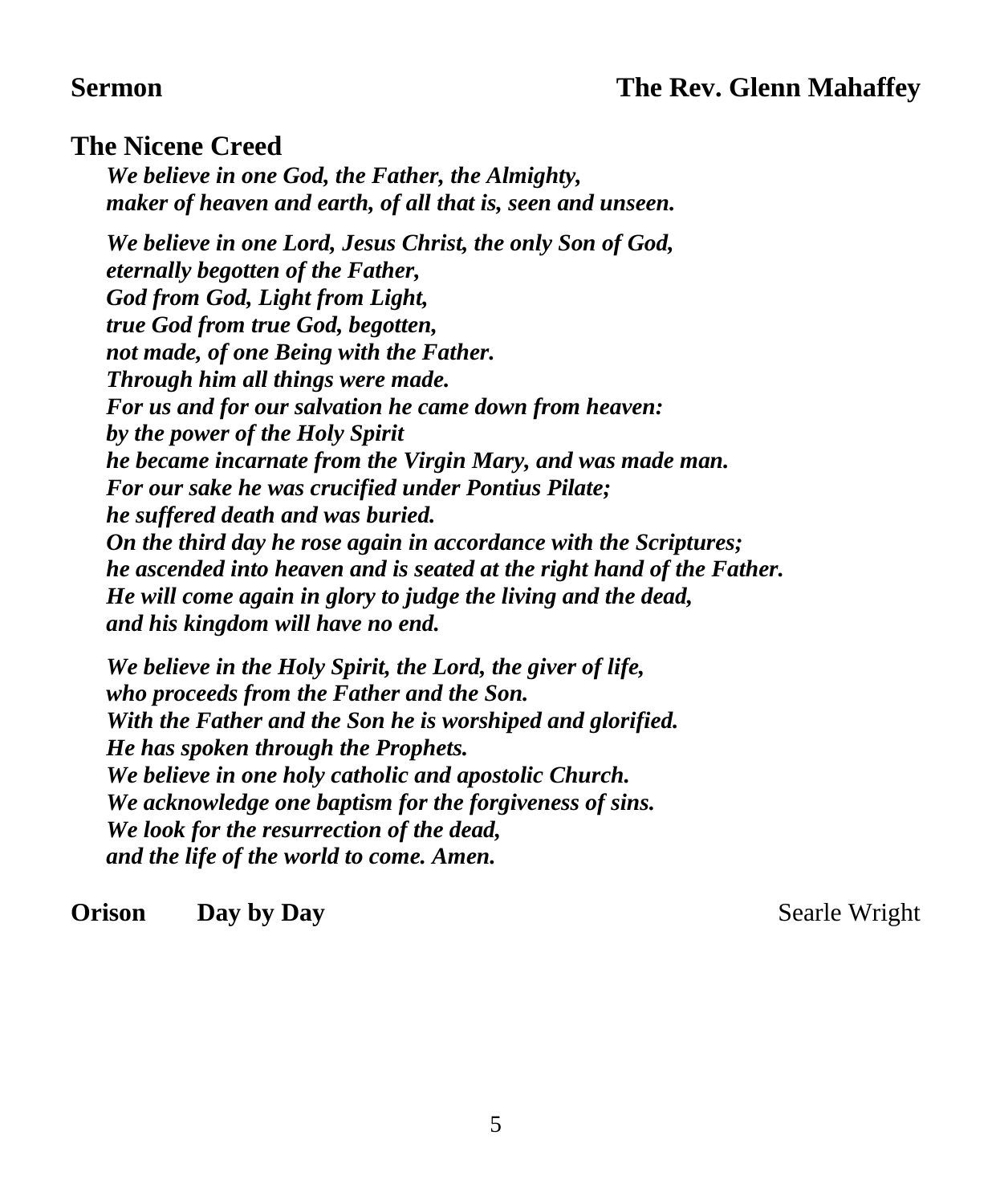**Sermon** **The Rev. Glenn Mahaffey**

## The Nicene Creed

***We believe in one God, the Father, the Almighty,***
***maker of heaven and earth, of all that is, seen and unseen.***

***We believe in one Lord, Jesus Christ, the only Son of God,***
***eternally begotten of the Father,***
***God from God, Light from Light,***
***true God from true God, begotten,***
***not made, of one Being with the Father.***
***Through him all things were made.***
***For us and for our salvation he came down from heaven:***
***by the power of the Holy Spirit***
***he became incarnate from the Virgin Mary, and was made man.***
***For our sake he was crucified under Pontius Pilate;***
***he suffered death and was buried.***
***On the third day he rose again in accordance with the Scriptures;***
***he ascended into heaven and is seated at the right hand of the Father.***
***He will come again in glory to judge the living and the dead,***
***and his kingdom will have no end.***

***We believe in the Holy Spirit, the Lord, the giver of life,***
***who proceeds from the Father and the Son.***
***With the Father and the Son he is worshiped and glorified.***
***He has spoken through the Prophets.***
***We believe in one holy catholic and apostolic Church.***
***We acknowledge one baptism for the forgiveness of sins.***
***We look for the resurrection of the dead,***
***and the life of the world to come. Amen.***

**Orison** **Day by Day** Searle Wright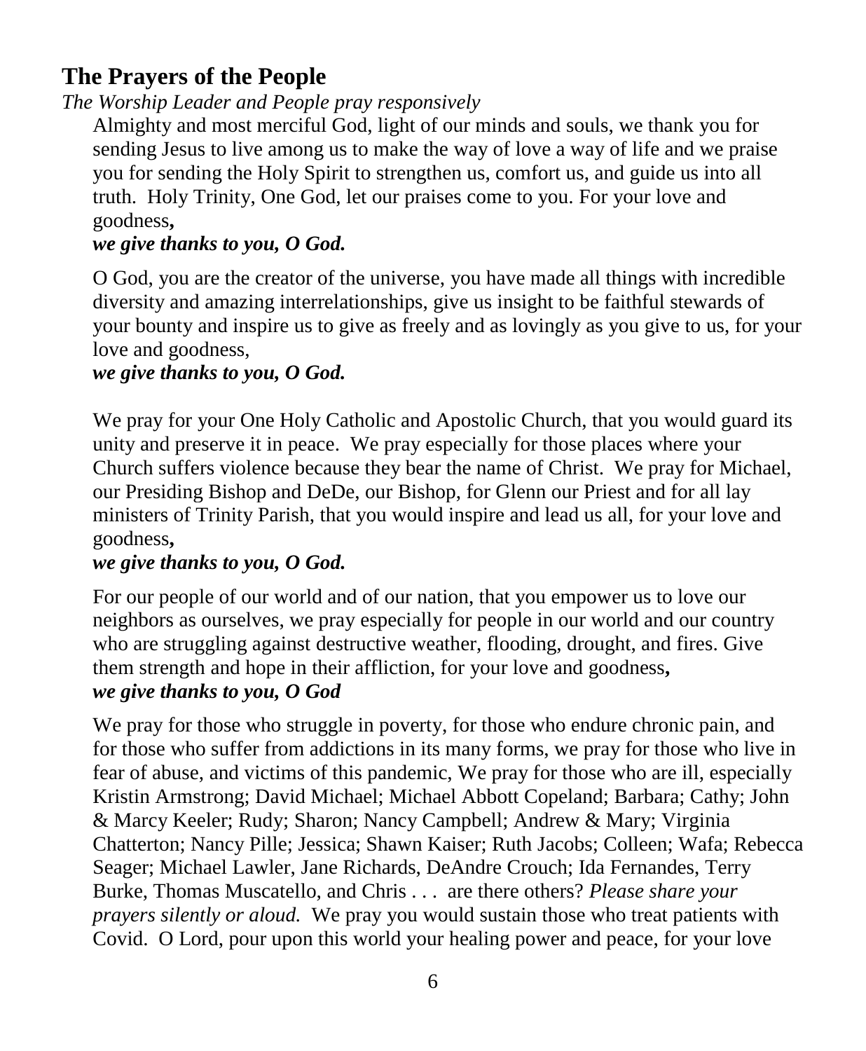## The Prayers of the People

*The Worship Leader and People pray responsively*

Almighty and most merciful God, light of our minds and souls, we thank you for sending Jesus to live among us to make the way of love a way of life and we praise you for sending the Holy Spirit to strengthen us, comfort us, and guide us into all truth. Holy Trinity, One God, let our praises come to you. For your love and goodness**,**

***we give thanks to you, O God.***

O God, you are the creator of the universe, you have made all things with incredible diversity and amazing interrelationships, give us insight to be faithful stewards of your bounty and inspire us to give as freely and as lovingly as you give to us, for your love and goodness,

***we give thanks to you, O God.***

We pray for your One Holy Catholic and Apostolic Church, that you would guard its unity and preserve it in peace. We pray especially for those places where your Church suffers violence because they bear the name of Christ. We pray for Michael, our Presiding Bishop and DeDe, our Bishop, for Glenn our Priest and for all lay ministers of Trinity Parish, that you would inspire and lead us all, for your love and goodness**,**

***we give thanks to you, O God.***

For our people of our world and of our nation, that you empower us to love our neighbors as ourselves, we pray especially for people in our world and our country who are struggling against destructive weather, flooding, drought, and fires. Give them strength and hope in their affliction, for your love and goodness**,**

***we give thanks to you, O God***

We pray for those who struggle in poverty, for those who endure chronic pain, and for those who suffer from addictions in its many forms, we pray for those who live in fear of abuse, and victims of this pandemic, We pray for those who are ill, especially Kristin Armstrong; David Michael; Michael Abbott Copeland; Barbara; Cathy; John & Marcy Keeler; Rudy; Sharon; Nancy Campbell; Andrew & Mary; Virginia Chatterton; Nancy Pille; Jessica; Shawn Kaiser; Ruth Jacobs; Colleen; Wafa; Rebecca Seager; Michael Lawler, Jane Richards, DeAndre Crouch; Ida Fernandes, Terry Burke, Thomas Muscatello, and Chris . . . are there others? *Please share your prayers silently or aloud.* We pray you would sustain those who treat patients with Covid. O Lord, pour upon this world your healing power and peace, for your love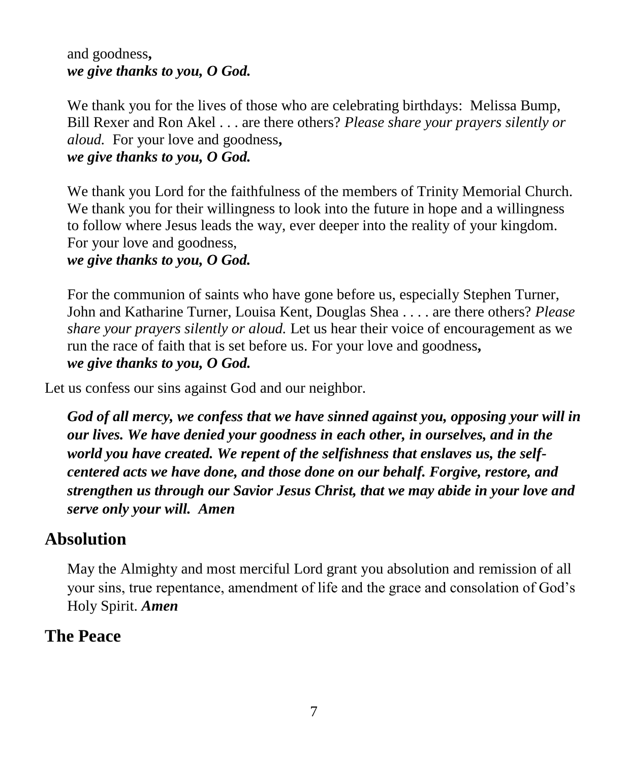and goodness**,**
***we give thanks to you, O God.***

We thank you for the lives of those who are celebrating birthdays: Melissa Bump, Bill Rexer and Ron Akel . . . are there others? *Please share your prayers silently or aloud.* For your love and goodness**,**
***we give thanks to you, O God.***

We thank you Lord for the faithfulness of the members of Trinity Memorial Church. We thank you for their willingness to look into the future in hope and a willingness to follow where Jesus leads the way, ever deeper into the reality of your kingdom. For your love and goodness,
***we give thanks to you, O God.***

For the communion of saints who have gone before us, especially Stephen Turner, John and Katharine Turner, Louisa Kent, Douglas Shea . . . . are there others? *Please share your prayers silently or aloud.* Let us hear their voice of encouragement as we run the race of faith that is set before us. For your love and goodness**,**
***we give thanks to you, O God.***

Let us confess our sins against God and our neighbor.

***God of all mercy, we confess that we have sinned against you, opposing your will in our lives. We have denied your goodness in each other, in ourselves, and in the world you have created. We repent of the selfishness that enslaves us, the self-centered acts we have done, and those done on our behalf. Forgive, restore, and strengthen us through our Savior Jesus Christ, that we may abide in your love and serve only your will. Amen***

## Absolution

May the Almighty and most merciful Lord grant you absolution and remission of all your sins, true repentance, amendment of life and the grace and consolation of God's Holy Spirit. ***Amen***

## The Peace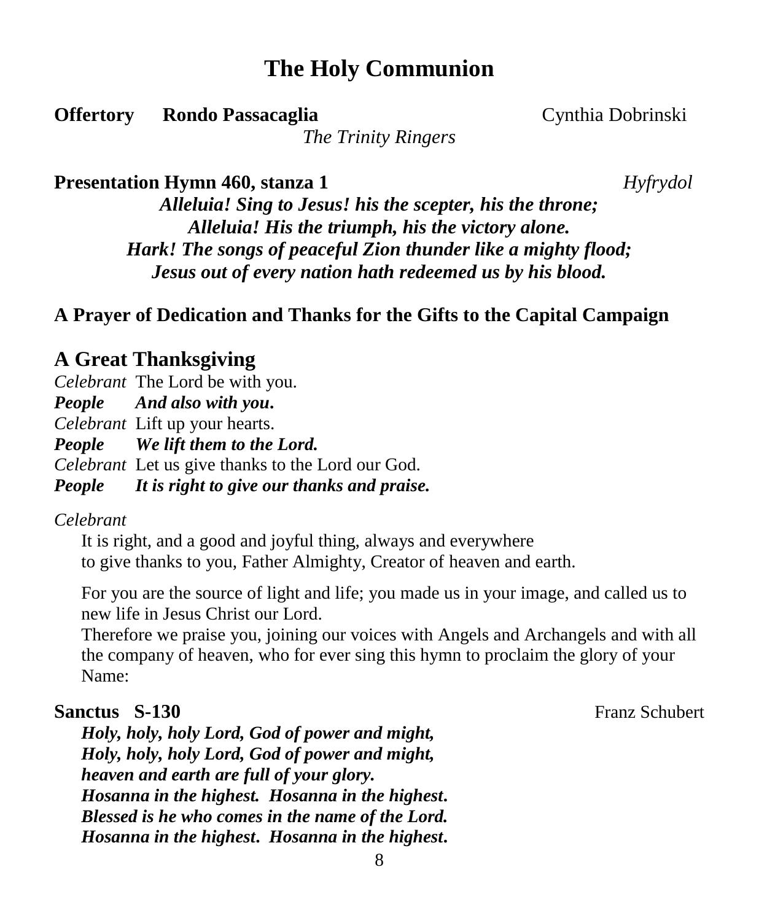# The Holy Communion

**Offertory** **Rondo Passacaglia** Cynthia Dobrinski

*The Trinity Ringers*

**Presentation Hymn 460, stanza 1** *Hyfrydol*

***Alleluia! Sing to Jesus! his the scepter, his the throne;***
***Alleluia! His the triumph, his the victory alone.***
***Hark! The songs of peaceful Zion thunder like a mighty flood;***
***Jesus out of every nation hath redeemed us by his blood.***

**A Prayer of Dedication and Thanks for the Gifts to the Capital Campaign**

## A Great Thanksgiving

*Celebrant* The Lord be with you.
***People*** ***And also with you.***
*Celebrant* Lift up your hearts.
***People*** ***We lift them to the Lord.***
*Celebrant* Let us give thanks to the Lord our God.
***People*** ***It is right to give our thanks and praise.***

*Celebrant*

It is right, and a good and joyful thing, always and everywhere
to give thanks to you, Father Almighty, Creator of heaven and earth.

For you are the source of light and life; you made us in your image, and called us to new life in Jesus Christ our Lord.
Therefore we praise you, joining our voices with Angels and Archangels and with all the company of heaven, who for ever sing this hymn to proclaim the glory of your Name:

**Sanctus S-130** Franz Schubert

***Holy, holy, holy Lord, God of power and might,***
***Holy, holy, holy Lord, God of power and might,***
***heaven and earth are full of your glory.***
***Hosanna in the highest. Hosanna in the highest.***
***Blessed is he who comes in the name of the Lord.***
***Hosanna in the highest. Hosanna in the highest.***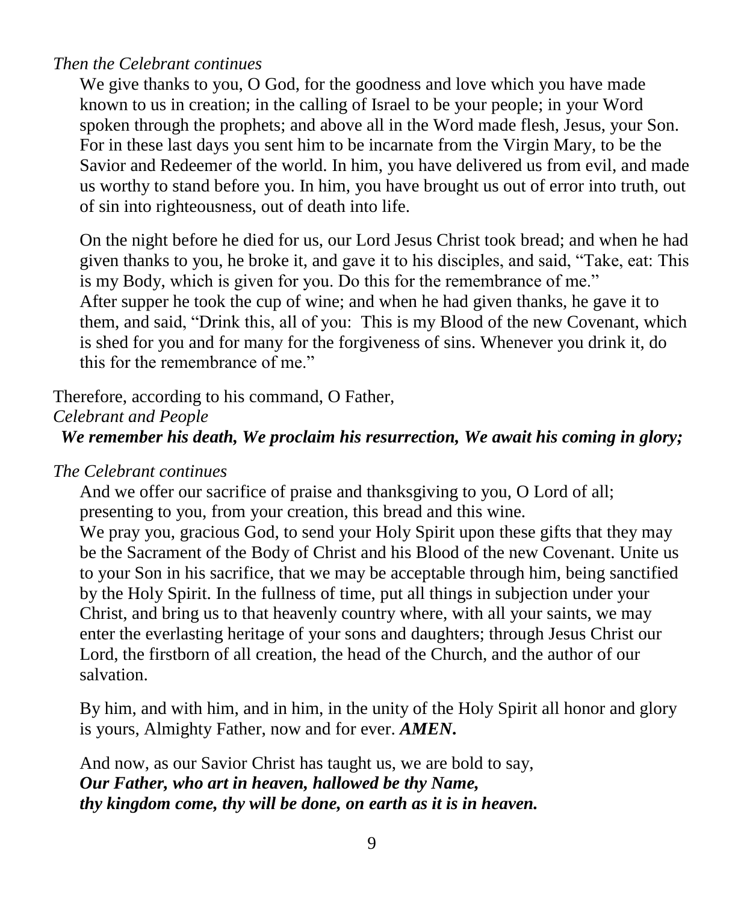*Then the Celebrant continues*

We give thanks to you, O God, for the goodness and love which you have made known to us in creation; in the calling of Israel to be your people; in your Word spoken through the prophets; and above all in the Word made flesh, Jesus, your Son. For in these last days you sent him to be incarnate from the Virgin Mary, to be the Savior and Redeemer of the world. In him, you have delivered us from evil, and made us worthy to stand before you. In him, you have brought us out of error into truth, out of sin into righteousness, out of death into life.

On the night before he died for us, our Lord Jesus Christ took bread; and when he had given thanks to you, he broke it, and gave it to his disciples, and said, "Take, eat: This is my Body, which is given for you. Do this for the remembrance of me."
After supper he took the cup of wine; and when he had given thanks, he gave it to them, and said, "Drink this, all of you: This is my Blood of the new Covenant, which is shed for you and for many for the forgiveness of sins. Whenever you drink it, do this for the remembrance of me."

Therefore, according to his command, O Father,
*Celebrant and People*
***We remember his death, We proclaim his resurrection, We await his coming in glory;***

*The Celebrant continues*

And we offer our sacrifice of praise and thanksgiving to you, O Lord of all; presenting to you, from your creation, this bread and this wine.
We pray you, gracious God, to send your Holy Spirit upon these gifts that they may be the Sacrament of the Body of Christ and his Blood of the new Covenant. Unite us to your Son in his sacrifice, that we may be acceptable through him, being sanctified by the Holy Spirit. In the fullness of time, put all things in subjection under your Christ, and bring us to that heavenly country where, with all your saints, we may enter the everlasting heritage of your sons and daughters; through Jesus Christ our Lord, the firstborn of all creation, the head of the Church, and the author of our salvation.

By him, and with him, and in him, in the unity of the Holy Spirit all honor and glory is yours, Almighty Father, now and for ever. ***AMEN.***

And now, as our Savior Christ has taught us, we are bold to say,
***Our Father, who art in heaven, hallowed be thy Name,***
***thy kingdom come, thy will be done, on earth as it is in heaven.***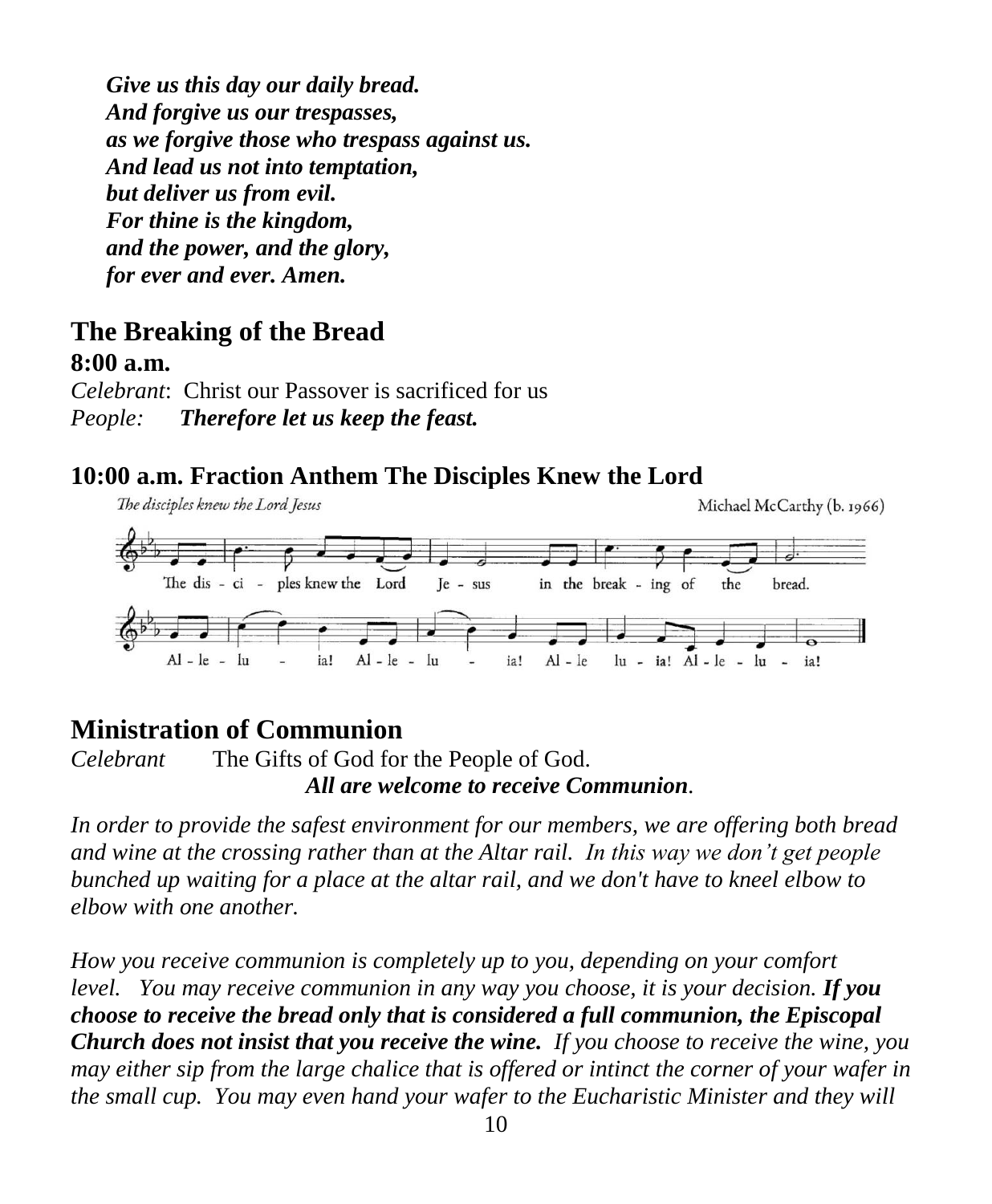***Give us this day our daily bread.***
***And forgive us our trespasses,***
***as we forgive those who trespass against us.***
***And lead us not into temptation,***
***but deliver us from evil.***
***For thine is the kingdom,***
***and the power, and the glory,***
***for ever and ever. Amen.***

## The Breaking of the Bread

**8:00 a.m.**

*Celebrant*: Christ our Passover is sacrificed for us
*People:* ***Therefore let us keep the feast.***

### 10:00 a.m. Fraction Anthem The Disciples Knew the Lord

*The disciples knew the Lord Jesus* Michael McCarthy (b. 1966)

The dis - ci - ples knew the Lord Je - sus in the break - ing of the bread.

Al - le - lu - ia! Al - le - lu - ia! Al - le lu - ia! Al - le - lu - ia!

## Ministration of Communion

*Celebrant* The Gifts of God for the People of God.
***All are welcome to receive Communion***.

*In order to provide the safest environment for our members, we are offering both bread and wine at the crossing rather than at the Altar rail. In this way we don't get people bunched up waiting for a place at the altar rail, and we don't have to kneel elbow to elbow with one another.*

*How you receive communion is completely up to you, depending on your comfort level. You may receive communion in any way you choose, it is your decision.* ***If you choose to receive the bread only that is considered a full communion, the Episcopal Church does not insist that you receive the wine.*** *If you choose to receive the wine, you may either sip from the large chalice that is offered or intinct the corner of your wafer in the small cup. You may even hand your wafer to the Eucharistic Minister and they will*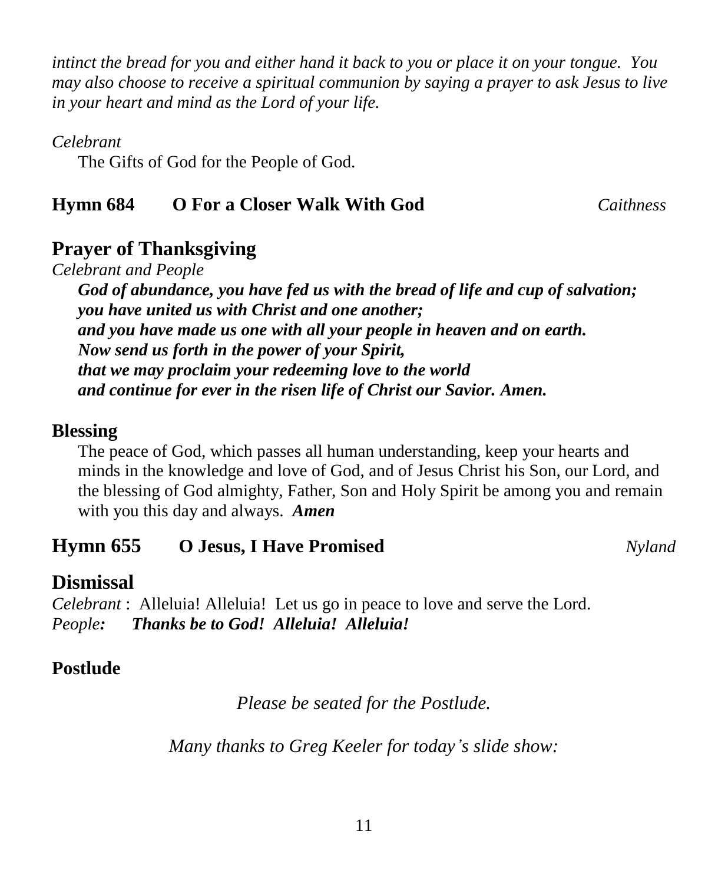*intinct the bread for you and either hand it back to you or place it on your tongue. You may also choose to receive a spiritual communion by saying a prayer to ask Jesus to live in your heart and mind as the Lord of your life.*

*Celebrant*

The Gifts of God for the People of God.

**Hymn 684 O For a Closer Walk With God** *Caithness*

## Prayer of Thanksgiving

*Celebrant and People*

***God of abundance, you have fed us with the bread of life and cup of salvation;***
***you have united us with Christ and one another;***
***and you have made us one with all your people in heaven and on earth.***
***Now send us forth in the power of your Spirit,***
***that we may proclaim your redeeming love to the world***
***and continue for ever in the risen life of Christ our Savior. Amen.***

**Blessing**

The peace of God, which passes all human understanding, keep your hearts and minds in the knowledge and love of God, and of Jesus Christ his Son, our Lord, and the blessing of God almighty, Father, Son and Holy Spirit be among you and remain with you this day and always. ***Amen***

## Hymn 655 O Jesus, I Have Promised *Nyland*

## Dismissal

*Celebrant* : Alleluia! Alleluia! Let us go in peace to love and serve the Lord.
*People**:*  ***Thanks be to God! Alleluia! Alleluia!***

**Postlude**

*Please be seated for the Postlude.*

*Many thanks to Greg Keeler for today's slide show:*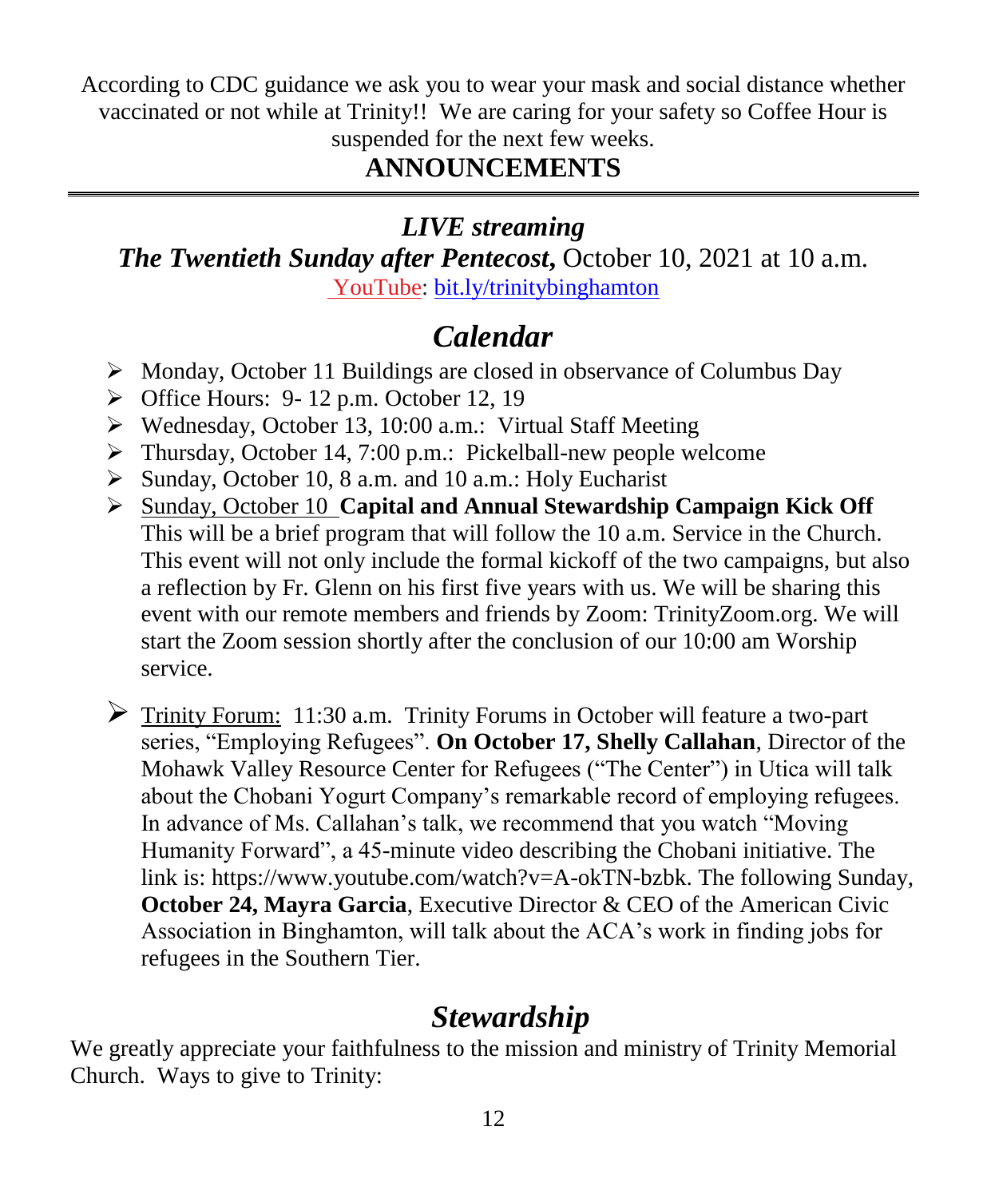According to CDC guidance we ask you to wear your mask and social distance whether vaccinated or not while at Trinity!! We are caring for your safety so Coffee Hour is suspended for the next few weeks.

## ANNOUNCEMENTS

---

### *LIVE streaming*

***The Twentieth Sunday after Pentecost,*** October 10, 2021 at 10 a.m.

YouTube: bit.ly/trinitybinghamton

## *Calendar*

- Monday, October 11 Buildings are closed in observance of Columbus Day
- Office Hours: 9- 12 p.m. October 12, 19
- Wednesday, October 13, 10:00 a.m.: Virtual Staff Meeting
- Thursday, October 14, 7:00 p.m.: Pickelball-new people welcome
- Sunday, October 10, 8 a.m. and 10 a.m.: Holy Eucharist
- Sunday, October 10 **Capital and Annual Stewardship Campaign Kick Off** This will be a brief program that will follow the 10 a.m. Service in the Church. This event will not only include the formal kickoff of the two campaigns, but also a reflection by Fr. Glenn on his first five years with us. We will be sharing this event with our remote members and friends by Zoom: TrinityZoom.org. We will start the Zoom session shortly after the conclusion of our 10:00 am Worship service.
- Trinity Forum: 11:30 a.m. Trinity Forums in October will feature a two-part series, "Employing Refugees". **On October 17, Shelly Callahan**, Director of the Mohawk Valley Resource Center for Refugees ("The Center") in Utica will talk about the Chobani Yogurt Company's remarkable record of employing refugees. In advance of Ms. Callahan's talk, we recommend that you watch "Moving Humanity Forward", a 45-minute video describing the Chobani initiative. The link is: https://www.youtube.com/watch?v=A-okTN-bzbk. The following Sunday, **October 24, Mayra Garcia**, Executive Director & CEO of the American Civic Association in Binghamton, will talk about the ACA's work in finding jobs for refugees in the Southern Tier.

## *Stewardship*

We greatly appreciate your faithfulness to the mission and ministry of Trinity Memorial Church. Ways to give to Trinity: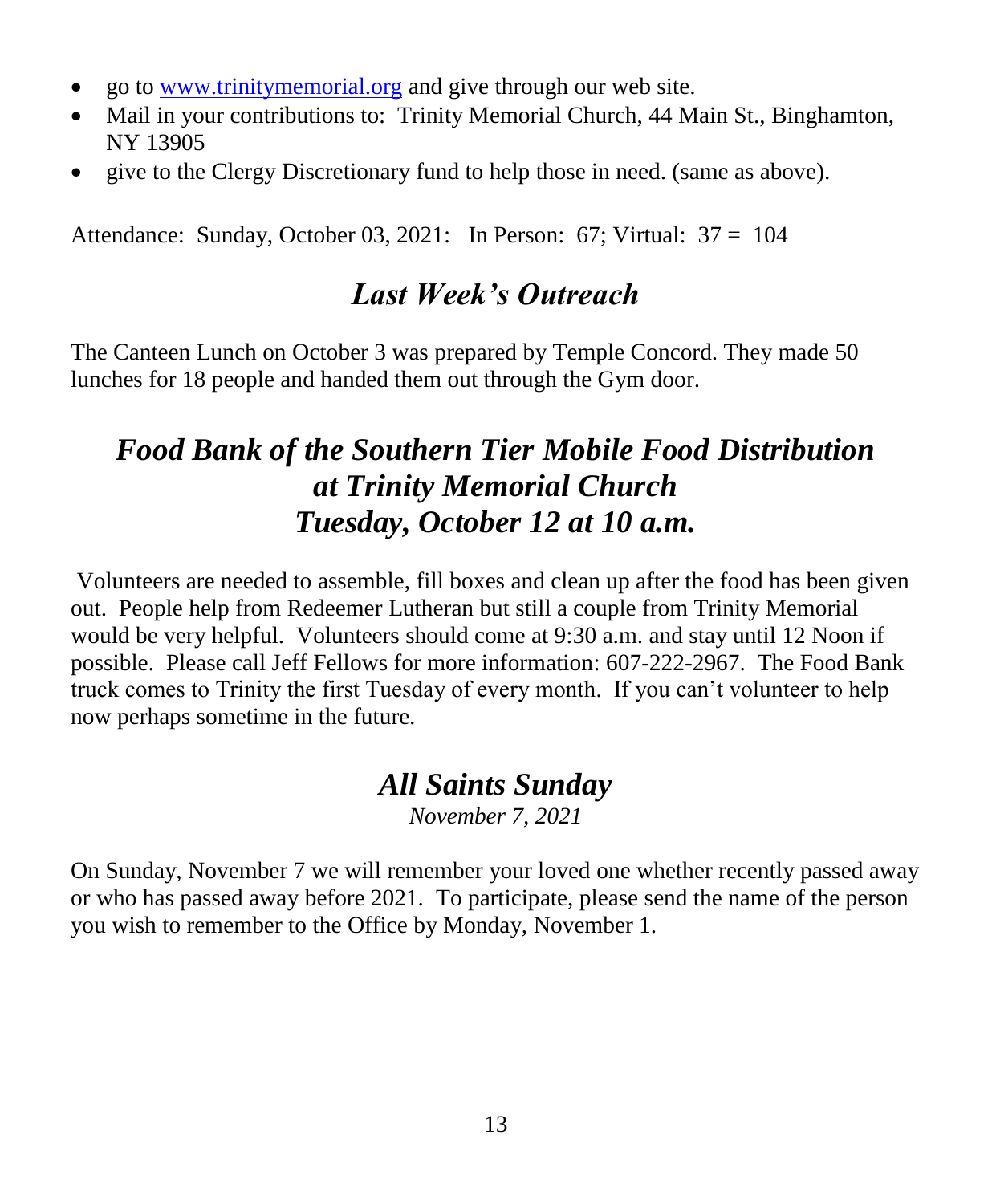- go to [www.trinitymemorial.org](http://www.trinitymemorial.org) and give through our web site.
- Mail in your contributions to: Trinity Memorial Church, 44 Main St., Binghamton, NY 13905
- give to the Clergy Discretionary fund to help those in need. (same as above).

Attendance: Sunday, October 03, 2021: In Person: 67; Virtual: 37 = 104

## *Last Week's Outreach*

The Canteen Lunch on October 3 was prepared by Temple Concord. They made 50 lunches for 18 people and handed them out through the Gym door.

## *Food Bank of the Southern Tier Mobile Food Distribution at Trinity Memorial Church Tuesday, October 12 at 10 a.m.*

Volunteers are needed to assemble, fill boxes and clean up after the food has been given out. People help from Redeemer Lutheran but still a couple from Trinity Memorial would be very helpful. Volunteers should come at 9:30 a.m. and stay until 12 Noon if possible. Please call Jeff Fellows for more information: 607-222-2967. The Food Bank truck comes to Trinity the first Tuesday of every month. If you can't volunteer to help now perhaps sometime in the future.

## *All Saints Sunday*

*November 7, 2021*

On Sunday, November 7 we will remember your loved one whether recently passed away or who has passed away before 2021. To participate, please send the name of the person you wish to remember to the Office by Monday, November 1.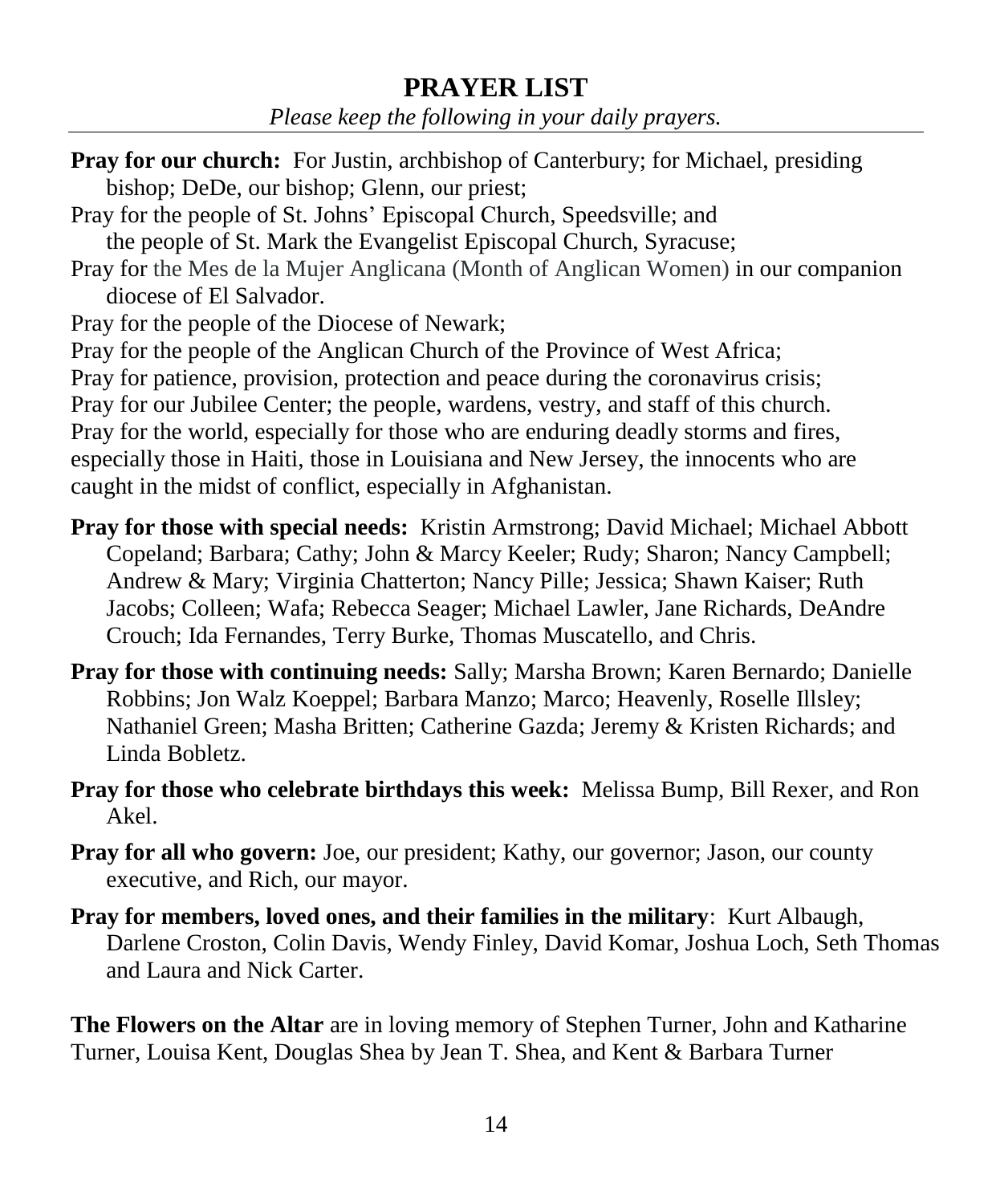# PRAYER LIST

*Please keep the following in your daily prayers.*

**Pray for our church:** For Justin, archbishop of Canterbury; for Michael, presiding bishop; DeDe, our bishop; Glenn, our priest;

Pray for the people of St. Johns' Episcopal Church, Speedsville; and the people of St. Mark the Evangelist Episcopal Church, Syracuse;

Pray for the Mes de la Mujer Anglicana (Month of Anglican Women) in our companion diocese of El Salvador.

Pray for the people of the Diocese of Newark;

Pray for the people of the Anglican Church of the Province of West Africa;

Pray for patience, provision, protection and peace during the coronavirus crisis;

Pray for our Jubilee Center; the people, wardens, vestry, and staff of this church.

Pray for the world, especially for those who are enduring deadly storms and fires, especially those in Haiti, those in Louisiana and New Jersey, the innocents who are caught in the midst of conflict, especially in Afghanistan.

**Pray for those with special needs:** Kristin Armstrong; David Michael; Michael Abbott Copeland; Barbara; Cathy; John & Marcy Keeler; Rudy; Sharon; Nancy Campbell; Andrew & Mary; Virginia Chatterton; Nancy Pille; Jessica; Shawn Kaiser; Ruth Jacobs; Colleen; Wafa; Rebecca Seager; Michael Lawler, Jane Richards, DeAndre Crouch; Ida Fernandes, Terry Burke, Thomas Muscatello, and Chris.

**Pray for those with continuing needs:** Sally; Marsha Brown; Karen Bernardo; Danielle Robbins; Jon Walz Koeppel; Barbara Manzo; Marco; Heavenly, Roselle Illsley; Nathaniel Green; Masha Britten; Catherine Gazda; Jeremy & Kristen Richards; and Linda Bobletz.

**Pray for those who celebrate birthdays this week:** Melissa Bump, Bill Rexer, and Ron Akel.

**Pray for all who govern:** Joe, our president; Kathy, our governor; Jason, our county executive, and Rich, our mayor.

**Pray for members, loved ones, and their families in the military**: Kurt Albaugh, Darlene Croston, Colin Davis, Wendy Finley, David Komar, Joshua Loch, Seth Thomas and Laura and Nick Carter.

**The Flowers on the Altar** are in loving memory of Stephen Turner, John and Katharine Turner, Louisa Kent, Douglas Shea by Jean T. Shea, and Kent & Barbara Turner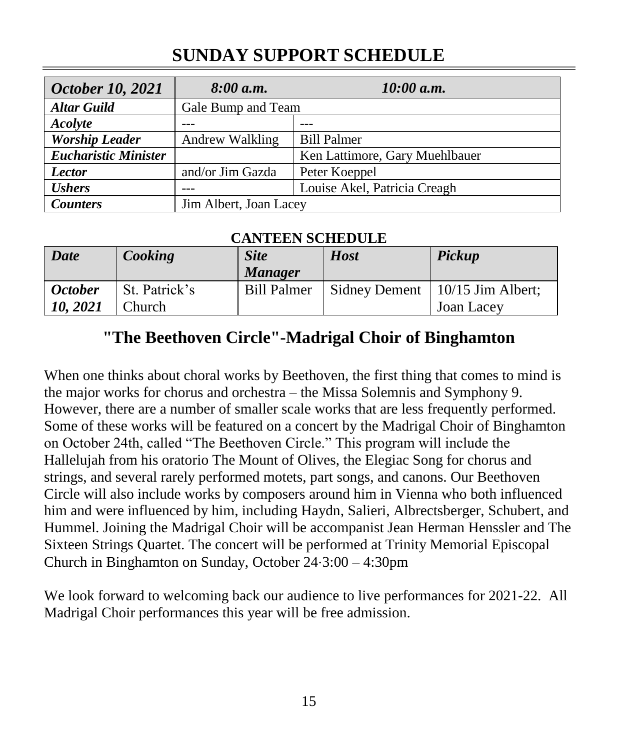# SUNDAY SUPPORT SCHEDULE

| ***October 10, 2021*** | ***8:00 a.m.*** | ***10:00 a.m.*** |
|---|---|---|
| ***Altar Guild*** | Gale Bump and Team | |
| ***Acolyte*** | --- | --- |
| ***Worship Leader*** | Andrew Walkling | Bill Palmer |
| ***Eucharistic Minister*** | | Ken Lattimore, Gary Muehlbauer |
| ***Lector*** | and/or Jim Gazda | Peter Koeppel |
| ***Ushers*** | --- | Louise Akel, Patricia Creagh |
| ***Counters*** | Jim Albert, Joan Lacey | |

**CANTEEN SCHEDULE**

| ***Date*** | ***Cooking*** | ***Site Manager*** | ***Host*** | ***Pickup*** |
|---|---|---|---|---|
| ***October 10, 2021*** | St. Patrick's Church | Bill Palmer | Sidney Dement | 10/15 Jim Albert; Joan Lacey |

## "The Beethoven Circle"-Madrigal Choir of Binghamton

When one thinks about choral works by Beethoven, the first thing that comes to mind is the major works for chorus and orchestra – the Missa Solemnis and Symphony 9. However, there are a number of smaller scale works that are less frequently performed. Some of these works will be featured on a concert by the Madrigal Choir of Binghamton on October 24th, called "The Beethoven Circle." This program will include the Hallelujah from his oratorio The Mount of Olives, the Elegiac Song for chorus and strings, and several rarely performed motets, part songs, and canons. Our Beethoven Circle will also include works by composers around him in Vienna who both influenced him and were influenced by him, including Haydn, Salieri, Albrectsberger, Schubert, and Hummel. Joining the Madrigal Choir will be accompanist Jean Herman Henssler and The Sixteen Strings Quartet. The concert will be performed at Trinity Memorial Episcopal Church in Binghamton on Sunday, October 24·3:00 – 4:30pm

We look forward to welcoming back our audience to live performances for 2021-22. All Madrigal Choir performances this year will be free admission.